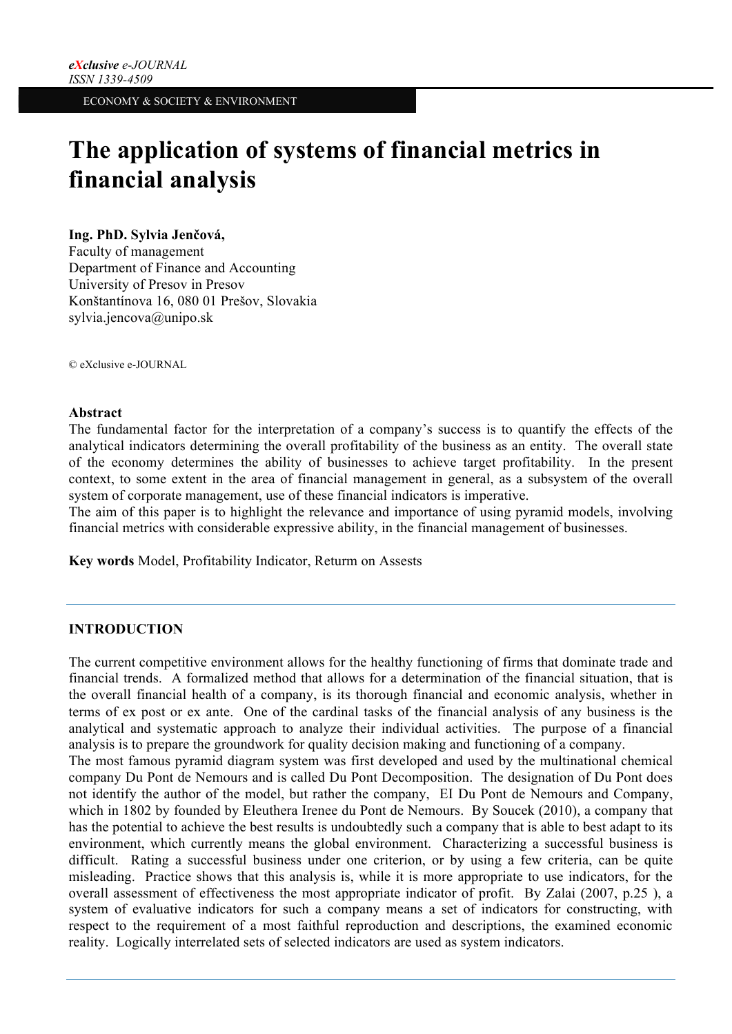*eXclusive e-JOURNAL*
*ISSN 1339-4509*

ECONOMY & SOCIETY & ENVIRONMENT

# The application of systems of financial metrics in financial analysis

**Ing. PhD. Sylvia Jenčová,**
Faculty of management
Department of Finance and Accounting
University of Presov in Presov
Konštantínova 16, 080 01 Prešov, Slovakia
sylvia.jencova@unipo.sk

© eXclusive e-JOURNAL

### Abstract

The fundamental factor for the interpretation of a company's success is to quantify the effects of the analytical indicators determining the overall profitability of the business as an entity. The overall state of the economy determines the ability of businesses to achieve target profitability. In the present context, to some extent in the area of financial management in general, as a subsystem of the overall system of corporate management, use of these financial indicators is imperative.

The aim of this paper is to highlight the relevance and importance of using pyramid models, involving financial metrics with considerable expressive ability, in the financial management of businesses.

**Key words** Model, Profitability Indicator, Returm on Assests

## INTRODUCTION

The current competitive environment allows for the healthy functioning of firms that dominate trade and financial trends. A formalized method that allows for a determination of the financial situation, that is the overall financial health of a company, is its thorough financial and economic analysis, whether in terms of ex post or ex ante. One of the cardinal tasks of the financial analysis of any business is the analytical and systematic approach to analyze their individual activities. The purpose of a financial analysis is to prepare the groundwork for quality decision making and functioning of a company.

The most famous pyramid diagram system was first developed and used by the multinational chemical company Du Pont de Nemours and is called Du Pont Decomposition. The designation of Du Pont does not identify the author of the model, but rather the company, EI Du Pont de Nemours and Company, which in 1802 by founded by Eleuthera Irenee du Pont de Nemours. By Soucek (2010), a company that has the potential to achieve the best results is undoubtedly such a company that is able to best adapt to its environment, which currently means the global environment. Characterizing a successful business is difficult. Rating a successful business under one criterion, or by using a few criteria, can be quite misleading. Practice shows that this analysis is, while it is more appropriate to use indicators, for the overall assessment of effectiveness the most appropriate indicator of profit. By Zalai (2007, p.25 ), a system of evaluative indicators for such a company means a set of indicators for constructing, with respect to the requirement of a most faithful reproduction and descriptions, the examined economic reality. Logically interrelated sets of selected indicators are used as system indicators.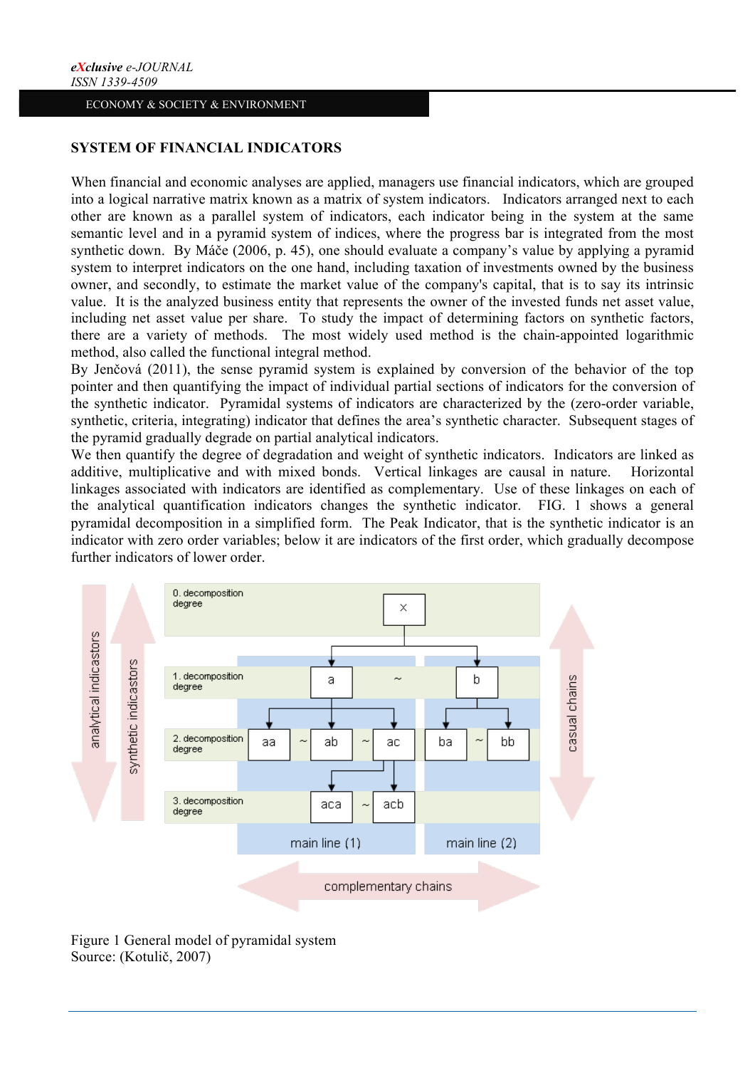## SYSTEM OF FINANCIAL INDICATORS

When financial and economic analyses are applied, managers use financial indicators, which are grouped into a logical narrative matrix known as a matrix of system indicators. Indicators arranged next to each other are known as a parallel system of indicators, each indicator being in the system at the same semantic level and in a pyramid system of indices, where the progress bar is integrated from the most synthetic down. By Máče (2006, p. 45), one should evaluate a company's value by applying a pyramid system to interpret indicators on the one hand, including taxation of investments owned by the business owner, and secondly, to estimate the market value of the company's capital, that is to say its intrinsic value. It is the analyzed business entity that represents the owner of the invested funds net asset value, including net asset value per share. To study the impact of determining factors on synthetic factors, there are a variety of methods. The most widely used method is the chain-appointed logarithmic method, also called the functional integral method.

By Jenčová (2011), the sense pyramid system is explained by conversion of the behavior of the top pointer and then quantifying the impact of individual partial sections of indicators for the conversion of the synthetic indicator. Pyramidal systems of indicators are characterized by the (zero-order variable, synthetic, criteria, integrating) indicator that defines the area's synthetic character. Subsequent stages of the pyramid gradually degrade on partial analytical indicators.

We then quantify the degree of degradation and weight of synthetic indicators. Indicators are linked as additive, multiplicative and with mixed bonds. Vertical linkages are causal in nature. Horizontal linkages associated with indicators are identified as complementary. Use of these linkages on each of the analytical quantification indicators changes the synthetic indicator. FIG. 1 shows a general pyramidal decomposition in a simplified form. The Peak Indicator, that is the synthetic indicator is an indicator with zero order variables; below it are indicators of the first order, which gradually decompose further indicators of lower order.

Figure 1 General model of pyramidal system
Source: (Kotulič, 2007)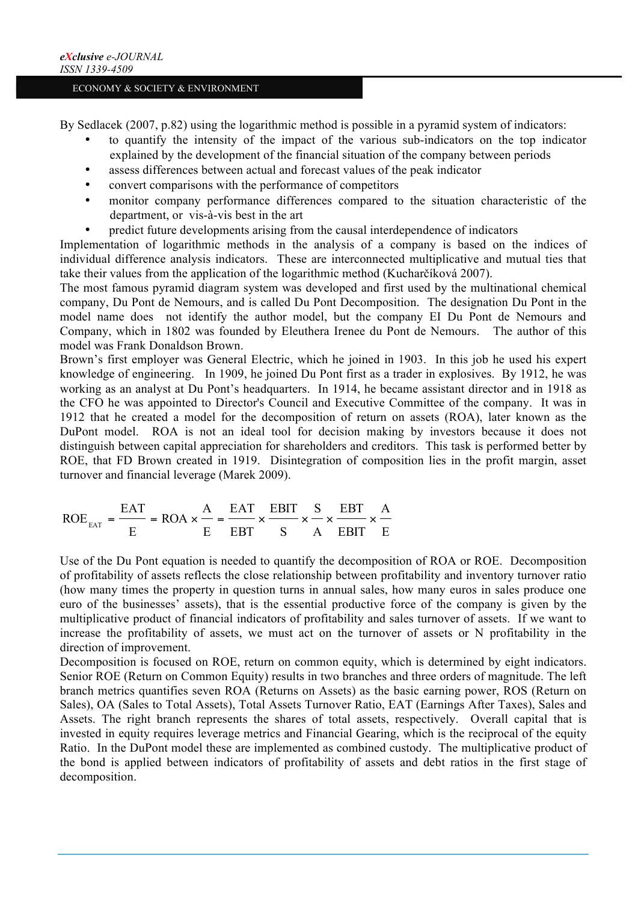By Sedlacek (2007, p.82) using the logarithmic method is possible in a pyramid system of indicators:

- to quantify the intensity of the impact of the various sub-indicators on the top indicator explained by the development of the financial situation of the company between periods
- assess differences between actual and forecast values of the peak indicator
- convert comparisons with the performance of competitors
- monitor company performance differences compared to the situation characteristic of the department, or vis-à-vis best in the art
- predict future developments arising from the causal interdependence of indicators

Implementation of logarithmic methods in the analysis of a company is based on the indices of individual difference analysis indicators. These are interconnected multiplicative and mutual ties that take their values from the application of the logarithmic method (Kucharčíková 2007).

The most famous pyramid diagram system was developed and first used by the multinational chemical company, Du Pont de Nemours, and is called Du Pont Decomposition. The designation Du Pont in the model name does not identify the author model, but the company EI Du Pont de Nemours and Company, which in 1802 was founded by Eleuthera Irenee du Pont de Nemours. The author of this model was Frank Donaldson Brown.

Brown's first employer was General Electric, which he joined in 1903. In this job he used his expert knowledge of engineering. In 1909, he joined Du Pont first as a trader in explosives. By 1912, he was working as an analyst at Du Pont's headquarters. In 1914, he became assistant director and in 1918 as the CFO he was appointed to Director's Council and Executive Committee of the company. It was in 1912 that he created a model for the decomposition of return on assets (ROA), later known as the DuPont model. ROA is not an ideal tool for decision making by investors because it does not distinguish between capital appreciation for shareholders and creditors. This task is performed better by ROE, that FD Brown created in 1919. Disintegration of composition lies in the profit margin, asset turnover and financial leverage (Marek 2009).

$$ROE_{EAT} = \frac{EAT}{E} = ROA \times \frac{A}{E} = \frac{EAT}{EBT} \times \frac{EBIT}{S} \times \frac{S}{A} \times \frac{EBT}{EBIT} \times \frac{A}{E}$$

Use of the Du Pont equation is needed to quantify the decomposition of ROA or ROE. Decomposition of profitability of assets reflects the close relationship between profitability and inventory turnover ratio (how many times the property in question turns in annual sales, how many euros in sales produce one euro of the businesses' assets), that is the essential productive force of the company is given by the multiplicative product of financial indicators of profitability and sales turnover of assets. If we want to increase the profitability of assets, we must act on the turnover of assets or N profitability in the direction of improvement.

Decomposition is focused on ROE, return on common equity, which is determined by eight indicators. Senior ROE (Return on Common Equity) results in two branches and three orders of magnitude. The left branch metrics quantifies seven ROA (Returns on Assets) as the basic earning power, ROS (Return on Sales), OA (Sales to Total Assets), Total Assets Turnover Ratio, EAT (Earnings After Taxes), Sales and Assets. The right branch represents the shares of total assets, respectively. Overall capital that is invested in equity requires leverage metrics and Financial Gearing, which is the reciprocal of the equity Ratio. In the DuPont model these are implemented as combined custody. The multiplicative product of the bond is applied between indicators of profitability of assets and debt ratios in the first stage of decomposition.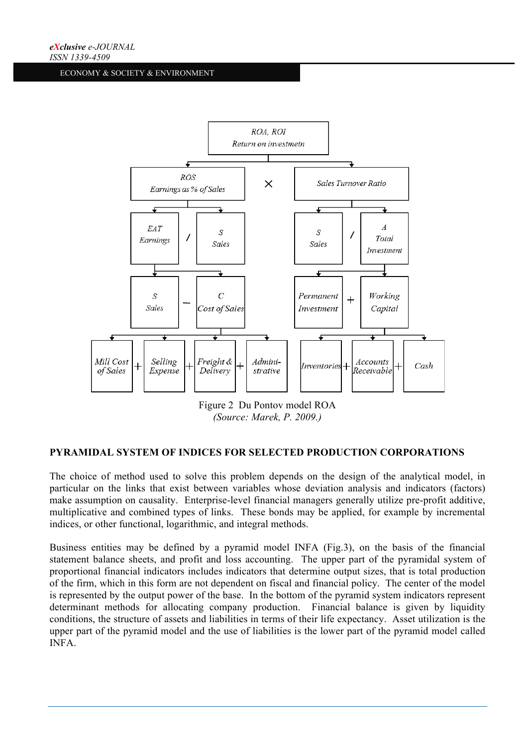ROA, ROI
Return on investmetn

ROS
Earnings as % of Sales

×

Sales Turnover Ratio

EAT
Earnings

/

S
Sales

S
Sales

/

A
Total
Investment

S
Sales

–

C
Cost of Sales

Permanent
Investment

+

Working
Capital

Mill Cost of Sales + Selling Expense + Freight & Delivery + Administrative

Inventories + Accounts Receivable + Cash

Figure 2 Du Pontov model ROA
*(Source: Marek, P. 2009.)*

## PYRAMIDAL SYSTEM OF INDICES FOR SELECTED PRODUCTION CORPORATIONS

The choice of method used to solve this problem depends on the design of the analytical model, in particular on the links that exist between variables whose deviation analysis and indicators (factors) make assumption on causality. Enterprise-level financial managers generally utilize pre-profit additive, multiplicative and combined types of links. These bonds may be applied, for example by incremental indices, or other functional, logarithmic, and integral methods.

Business entities may be defined by a pyramid model INFA (Fig.3), on the basis of the financial statement balance sheets, and profit and loss accounting. The upper part of the pyramidal system of proportional financial indicators includes indicators that determine output sizes, that is total production of the firm, which in this form are not dependent on fiscal and financial policy. The center of the model is represented by the output power of the base. In the bottom of the pyramid system indicators represent determinant methods for allocating company production. Financial balance is given by liquidity conditions, the structure of assets and liabilities in terms of their life expectancy. Asset utilization is the upper part of the pyramid model and the use of liabilities is the lower part of the pyramid model called INFA.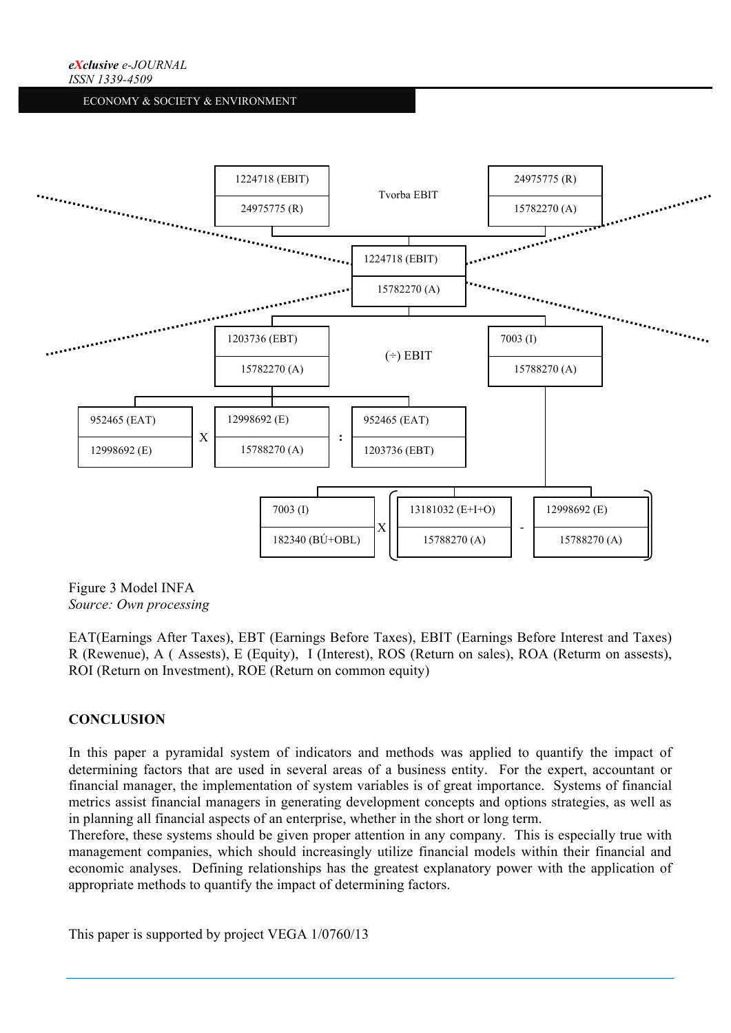| | | | | |
|---|---|---|---|---|
| 1224718 (EBIT) / 24975775 (R) | | Tvorba EBIT | | 24975775 (R) / 15782270 (A) |
| | | 1224718 (EBIT) / 15782270 (A) | | |
| 1203736 (EBT) / 15782270 (A) | | (÷) EBIT | | 7003 (I) / 15788270 (A) |
| 952465 (EAT) / 12998692 (E) | X | 12998692 (E) / 15788270 (A) | : | 952465 (EAT) / 1203736 (EBT) |
| 7003 (I) / 182340 (BÚ+OBL) | X | ( 13181032 (E+I+O) / 15788270 (A) | - | 12998692 (E) / 15788270 (A) ) |

Figure 3 Model INFA

*Source: Own processing*

EAT(Earnings After Taxes), EBT (Earnings Before Taxes), EBIT (Earnings Before Interest and Taxes) R (Rewenue), A ( Assests), E (Equity), I (Interest), ROS (Return on sales), ROA (Returm on assests), ROI (Return on Investment), ROE (Return on common equity)

## CONCLUSION

In this paper a pyramidal system of indicators and methods was applied to quantify the impact of determining factors that are used in several areas of a business entity. For the expert, accountant or financial manager, the implementation of system variables is of great importance. Systems of financial metrics assist financial managers in generating development concepts and options strategies, as well as in planning all financial aspects of an enterprise, whether in the short or long term.

Therefore, these systems should be given proper attention in any company. This is especially true with management companies, which should increasingly utilize financial models within their financial and economic analyses. Defining relationships has the greatest explanatory power with the application of appropriate methods to quantify the impact of determining factors.

This paper is supported by project VEGA 1/0760/13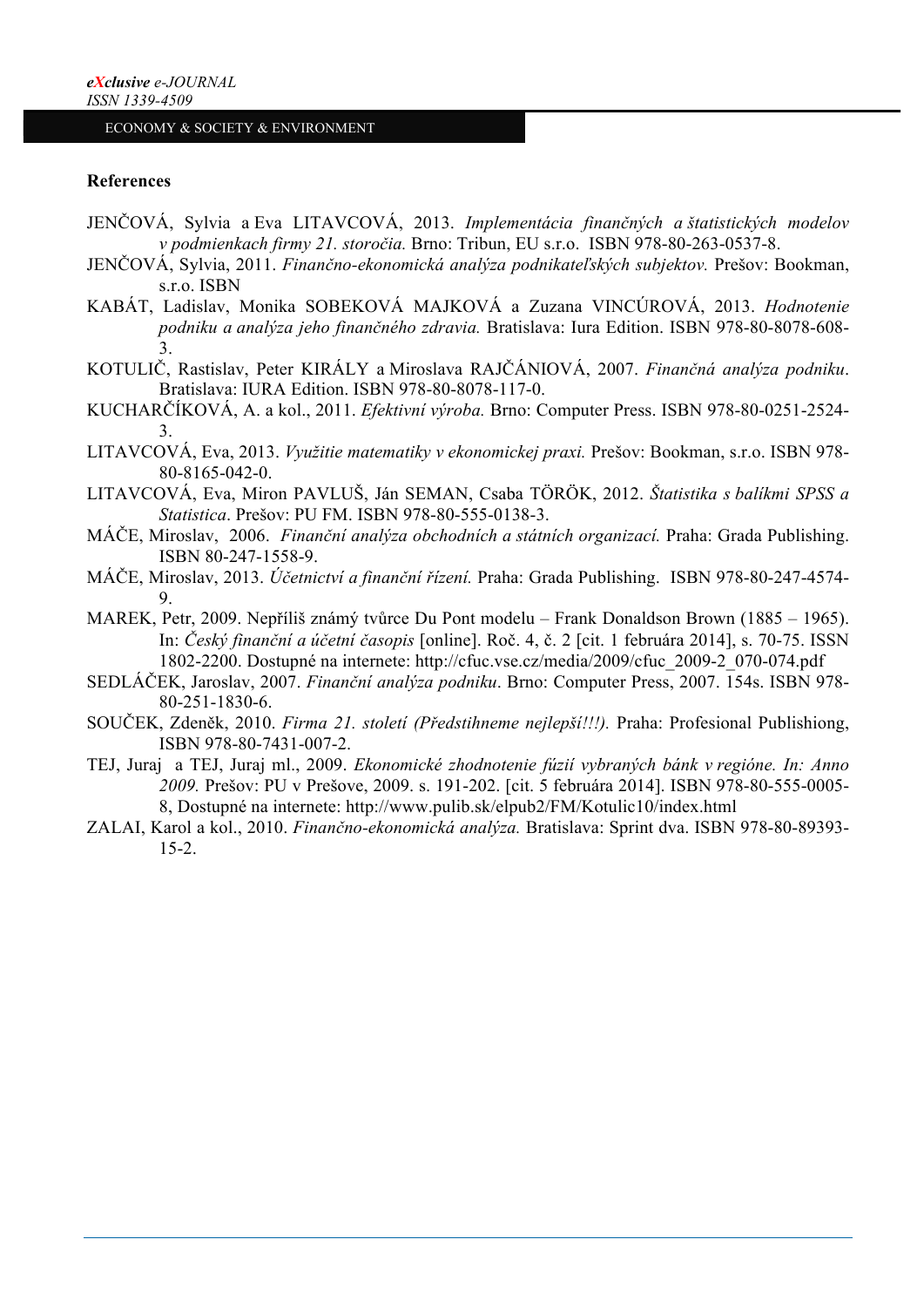**References**

JENČOVÁ, Sylvia a Eva LITAVCOVÁ, 2013. *Implementácia finančných a štatistických modelov v podmienkach firmy 21. storočia.* Brno: Tribun, EU s.r.o. ISBN 978-80-263-0537-8.

JENČOVÁ, Sylvia, 2011. *Finančno-ekonomická analýza podnikateľských subjektov.* Prešov: Bookman, s.r.o. ISBN

KABÁT, Ladislav, Monika SOBEKOVÁ MAJKOVÁ a Zuzana VINCÚROVÁ, 2013. *Hodnotenie podniku a analýza jeho finančného zdravia.* Bratislava: Iura Edition. ISBN 978-80-8078-608-3.

KOTULIČ, Rastislav, Peter KIRÁLY a Miroslava RAJČÁNIOVÁ, 2007. *Finančná analýza podniku*. Bratislava: IURA Edition. ISBN 978-80-8078-117-0.

KUCHARČÍKOVÁ, A. a kol., 2011. *Efektivní výroba.* Brno: Computer Press. ISBN 978-80-0251-2524-3.

LITAVCOVÁ, Eva, 2013. *Využitie matematiky v ekonomickej praxi.* Prešov: Bookman, s.r.o. ISBN 978-80-8165-042-0.

LITAVCOVÁ, Eva, Miron PAVLUŠ, Ján SEMAN, Csaba TÖRÖK, 2012. *Štatistika s balíkmi SPSS a Statistica*. Prešov: PU FM. ISBN 978-80-555-0138-3.

MÁČE, Miroslav, 2006. *Finanční analýza obchodních a státních organizací.* Praha: Grada Publishing. ISBN 80-247-1558-9.

MÁČE, Miroslav, 2013. *Účetnictví a finanční řízení.* Praha: Grada Publishing. ISBN 978-80-247-4574-9.

MAREK, Petr, 2009. Nepříliš známý tvůrce Du Pont modelu – Frank Donaldson Brown (1885 – 1965). In: *Český finanční a účetní časopis* [online]. Roč. 4, č. 2 [cit. 1 februára 2014], s. 70-75. ISSN 1802-2200. Dostupné na internete: http://cfuc.vse.cz/media/2009/cfuc_2009-2_070-074.pdf

SEDLÁČEK, Jaroslav, 2007. *Finanční analýza podniku*. Brno: Computer Press, 2007. 154s. ISBN 978-80-251-1830-6.

SOUČEK, Zdeněk, 2010. *Firma 21. století (Předstihneme nejlepší!!!).* Praha: Profesional Publishiong, ISBN 978-80-7431-007-2.

TEJ, Juraj a TEJ, Juraj ml., 2009. *Ekonomické zhodnotenie fúzií vybraných bánk v regióne. In: Anno 2009.* Prešov: PU v Prešove, 2009. s. 191-202. [cit. 5 februára 2014]. ISBN 978-80-555-0005-8, Dostupné na internete: http://www.pulib.sk/elpub2/FM/Kotulic10/index.html

ZALAI, Karol a kol., 2010. *Finančno-ekonomická analýza.* Bratislava: Sprint dva. ISBN 978-80-89393-15-2.